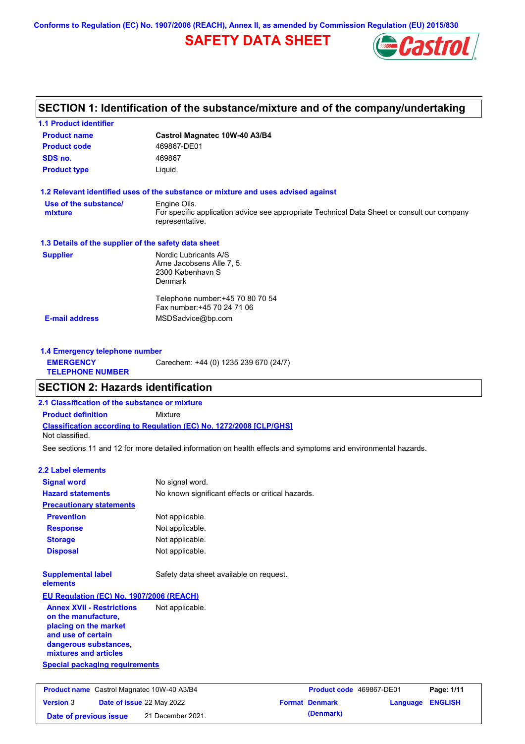Conforms to Regulation (EC) No. 1907/2006 (REACH), Annex II, as amended by Commission Regulation (EU) 2015/830

# SAFETY DATA SHEET

## SECTION 1: Identification of the substance/mixture and of the company/undertaking

### 1.1 Product identifier

| | |
|---|---|
| **Product name** | **Castrol Magnatec 10W-40 A3/B4** |
| **Product code** | 469867-DE01 |
| **SDS no.** | 469867 |
| **Product type** | Liquid. |

### 1.2 Relevant identified uses of the substance or mixture and uses advised against

**Use of the substance/ mixture**
Engine Oils.
For specific application advice see appropriate Technical Data Sheet or consult our company representative.

### 1.3 Details of the supplier of the safety data sheet

**Supplier**
Nordic Lubricants A/S
Arne Jacobsens Alle 7, 5.
2300 København S
Denmark

Telephone number:+45 70 80 70 54
Fax number:+45 70 24 71 06

**E-mail address**
MSDSadvice@bp.com

### 1.4 Emergency telephone number

**EMERGENCY TELEPHONE NUMBER**
Carechem: +44 (0) 1235 239 670 (24/7)

## SECTION 2: Hazards identification

### 2.1 Classification of the substance or mixture

**Product definition** Mixture

**Classification according to Regulation (EC) No. 1272/2008 [CLP/GHS]**
Not classified.

See sections 11 and 12 for more detailed information on health effects and symptoms and environmental hazards.

### 2.2 Label elements

| | |
|---|---|
| **Signal word** | No signal word. |
| **Hazard statements** | No known significant effects or critical hazards. |

**Precautionary statements**

| | |
|---|---|
| **Prevention** | Not applicable. |
| **Response** | Not applicable. |
| **Storage** | Not applicable. |
| **Disposal** | Not applicable. |

**Supplemental label elements** Safety data sheet available on request.

**EU Regulation (EC) No. 1907/2006 (REACH)**

**Annex XVII - Restrictions on the manufacture, placing on the market and use of certain dangerous substances, mixtures and articles** Not applicable.

**Special packaging requirements**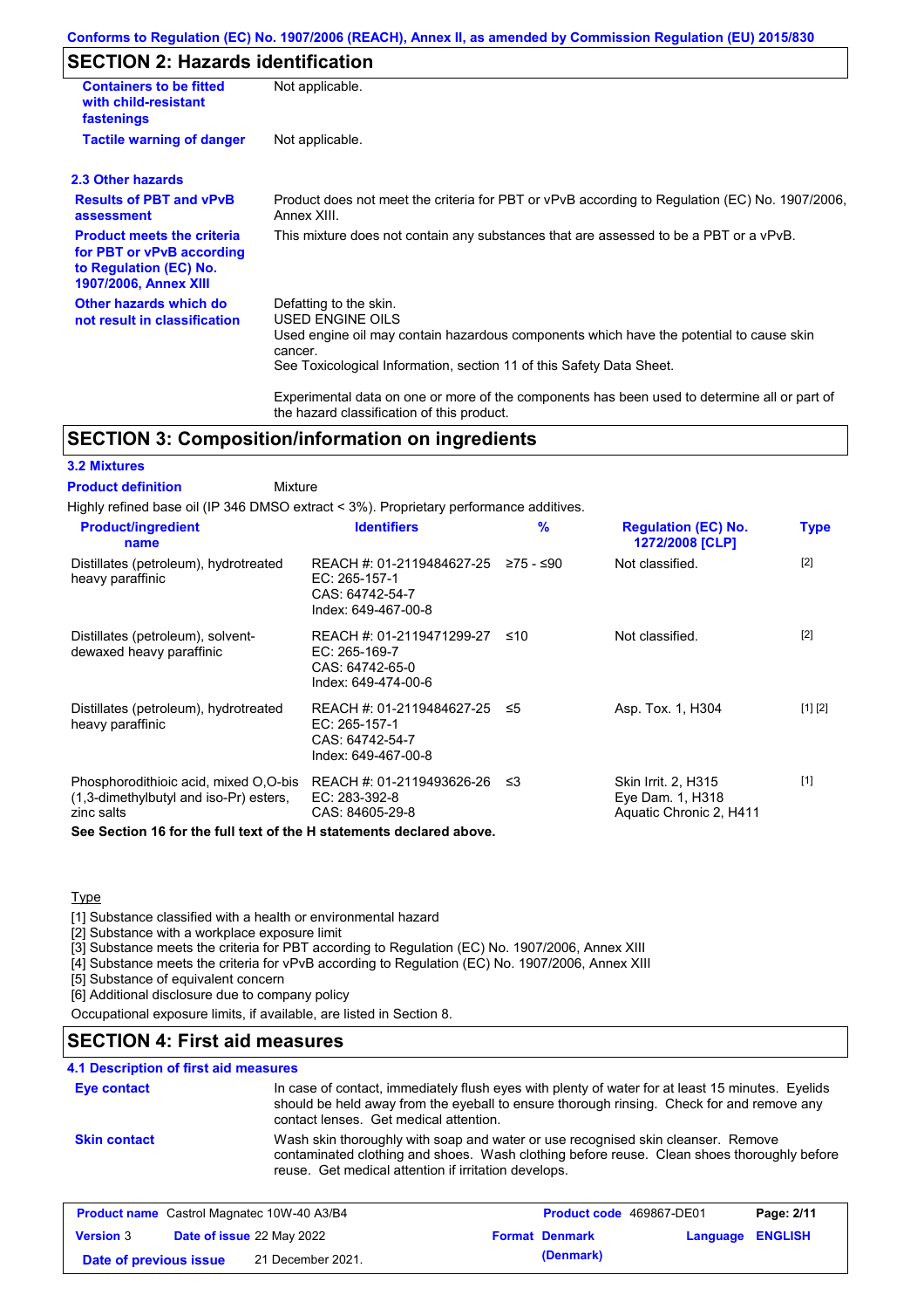## SECTION 2: Hazards identification

| | |
|---|---|
| **Containers to be fitted with child-resistant fastenings** | Not applicable. |
| **Tactile warning of danger** | Not applicable. |

### 2.3 Other hazards

| | |
|---|---|
| **Results of PBT and vPvB assessment** | Product does not meet the criteria for PBT or vPvB according to Regulation (EC) No. 1907/2006, Annex XIII. |
| **Product meets the criteria for PBT or vPvB according to Regulation (EC) No. 1907/2006, Annex XIII** | This mixture does not contain any substances that are assessed to be a PBT or a vPvB. |
| **Other hazards which do not result in classification** | Defatting to the skin.<br>USED ENGINE OILS<br>Used engine oil may contain hazardous components which have the potential to cause skin cancer.<br>See Toxicological Information, section 11 of this Safety Data Sheet.<br><br>Experimental data on one or more of the components has been used to determine all or part of the hazard classification of this product. |

## SECTION 3: Composition/information on ingredients

### 3.2 Mixtures

**Product definition** Mixture

Highly refined base oil (IP 346 DMSO extract < 3%). Proprietary performance additives.

| Product/ingredient name | Identifiers | % | Regulation (EC) No. 1272/2008 [CLP] | Type |
|---|---|---|---|---|
| Distillates (petroleum), hydrotreated heavy paraffinic | REACH #: 01-2119484627-25<br>EC: 265-157-1<br>CAS: 64742-54-7<br>Index: 649-467-00-8 | ≥75 - ≤90 | Not classified. | [2] |
| Distillates (petroleum), solvent-dewaxed heavy paraffinic | REACH #: 01-2119471299-27<br>EC: 265-169-7<br>CAS: 64742-65-0<br>Index: 649-474-00-6 | ≤10 | Not classified. | [2] |
| Distillates (petroleum), hydrotreated heavy paraffinic | REACH #: 01-2119484627-25<br>EC: 265-157-1<br>CAS: 64742-54-7<br>Index: 649-467-00-8 | ≤5 | Asp. Tox. 1, H304 | [1] [2] |
| Phosphorodithioic acid, mixed O,O-bis (1,3-dimethylbutyl and iso-Pr) esters, zinc salts | REACH #: 01-2119493626-26<br>EC: 283-392-8<br>CAS: 84605-29-8 | ≤3 | Skin Irrit. 2, H315<br>Eye Dam. 1, H318<br>Aquatic Chronic 2, H411 | [1] |

**See Section 16 for the full text of the H statements declared above.**

Type

[1] Substance classified with a health or environmental hazard
[2] Substance with a workplace exposure limit
[3] Substance meets the criteria for PBT according to Regulation (EC) No. 1907/2006, Annex XIII
[4] Substance meets the criteria for vPvB according to Regulation (EC) No. 1907/2006, Annex XIII
[5] Substance of equivalent concern
[6] Additional disclosure due to company policy

Occupational exposure limits, if available, are listed in Section 8.

## SECTION 4: First aid measures

### 4.1 Description of first aid measures

| | |
|---|---|
| **Eye contact** | In case of contact, immediately flush eyes with plenty of water for at least 15 minutes. Eyelids should be held away from the eyeball to ensure thorough rinsing. Check for and remove any contact lenses. Get medical attention. |
| **Skin contact** | Wash skin thoroughly with soap and water or use recognised skin cleanser. Remove contaminated clothing and shoes. Wash clothing before reuse. Clean shoes thoroughly before reuse. Get medical attention if irritation develops. |

| | | | |
|---|---|---|---|
| **Product name** Castrol Magnatec 10W-40 A3/B4 | | **Product code** 469867-DE01 | |
| **Version** 3 | **Date of issue** 22 May 2022 | **Format** Denmark (Denmark) | **Language** ENGLISH |
| **Date of previous issue** | 21 December 2021. | | |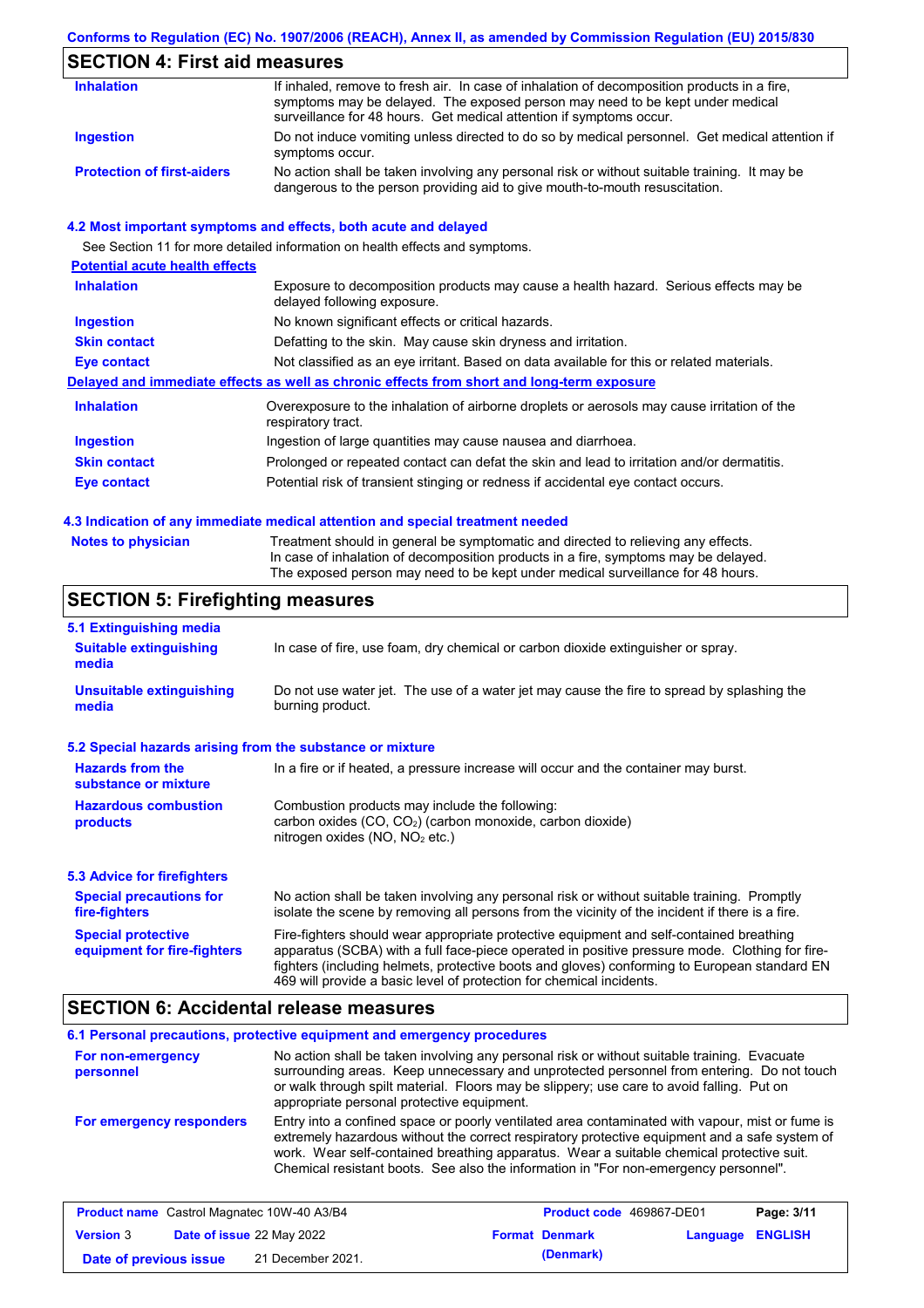## SECTION 4: First aid measures

| | |
|---|---|
| **Inhalation** | If inhaled, remove to fresh air. In case of inhalation of decomposition products in a fire, symptoms may be delayed. The exposed person may need to be kept under medical surveillance for 48 hours. Get medical attention if symptoms occur. |
| **Ingestion** | Do not induce vomiting unless directed to do so by medical personnel. Get medical attention if symptoms occur. |
| **Protection of first-aiders** | No action shall be taken involving any personal risk or without suitable training. It may be dangerous to the person providing aid to give mouth-to-mouth resuscitation. |

### 4.2 Most important symptoms and effects, both acute and delayed

See Section 11 for more detailed information on health effects and symptoms.

**Potential acute health effects**

| | |
|---|---|
| **Inhalation** | Exposure to decomposition products may cause a health hazard. Serious effects may be delayed following exposure. |
| **Ingestion** | No known significant effects or critical hazards. |
| **Skin contact** | Defatting to the skin. May cause skin dryness and irritation. |
| **Eye contact** | Not classified as an eye irritant. Based on data available for this or related materials. |

**Delayed and immediate effects as well as chronic effects from short and long-term exposure**

| | |
|---|---|
| **Inhalation** | Overexposure to the inhalation of airborne droplets or aerosols may cause irritation of the respiratory tract. |
| **Ingestion** | Ingestion of large quantities may cause nausea and diarrhoea. |
| **Skin contact** | Prolonged or repeated contact can defat the skin and lead to irritation and/or dermatitis. |
| **Eye contact** | Potential risk of transient stinging or redness if accidental eye contact occurs. |

### 4.3 Indication of any immediate medical attention and special treatment needed

| | |
|---|---|
| **Notes to physician** | Treatment should in general be symptomatic and directed to relieving any effects. In case of inhalation of decomposition products in a fire, symptoms may be delayed. The exposed person may need to be kept under medical surveillance for 48 hours. |

## SECTION 5: Firefighting measures

### 5.1 Extinguishing media

| | |
|---|---|
| **Suitable extinguishing media** | In case of fire, use foam, dry chemical or carbon dioxide extinguisher or spray. |
| **Unsuitable extinguishing media** | Do not use water jet. The use of a water jet may cause the fire to spread by splashing the burning product. |

### 5.2 Special hazards arising from the substance or mixture

| | |
|---|---|
| **Hazards from the substance or mixture** | In a fire or if heated, a pressure increase will occur and the container may burst. |
| **Hazardous combustion products** | Combustion products may include the following: carbon oxides ($CO$, $CO_2$) (carbon monoxide, carbon dioxide) nitrogen oxides ($NO$, $NO_2$ etc.) |

### 5.3 Advice for firefighters

| | |
|---|---|
| **Special precautions for fire-fighters** | No action shall be taken involving any personal risk or without suitable training. Promptly isolate the scene by removing all persons from the vicinity of the incident if there is a fire. |
| **Special protective equipment for fire-fighters** | Fire-fighters should wear appropriate protective equipment and self-contained breathing apparatus (SCBA) with a full face-piece operated in positive pressure mode. Clothing for fire-fighters (including helmets, protective boots and gloves) conforming to European standard EN 469 will provide a basic level of protection for chemical incidents. |

## SECTION 6: Accidental release measures

### 6.1 Personal precautions, protective equipment and emergency procedures

| | |
|---|---|
| **For non-emergency personnel** | No action shall be taken involving any personal risk or without suitable training. Evacuate surrounding areas. Keep unnecessary and unprotected personnel from entering. Do not touch or walk through spilt material. Floors may be slippery; use care to avoid falling. Put on appropriate personal protective equipment. |
| **For emergency responders** | Entry into a confined space or poorly ventilated area contaminated with vapour, mist or fume is extremely hazardous without the correct respiratory protective equipment and a safe system of work. Wear self-contained breathing apparatus. Wear a suitable chemical protective suit. Chemical resistant boots. See also the information in "For non-emergency personnel". |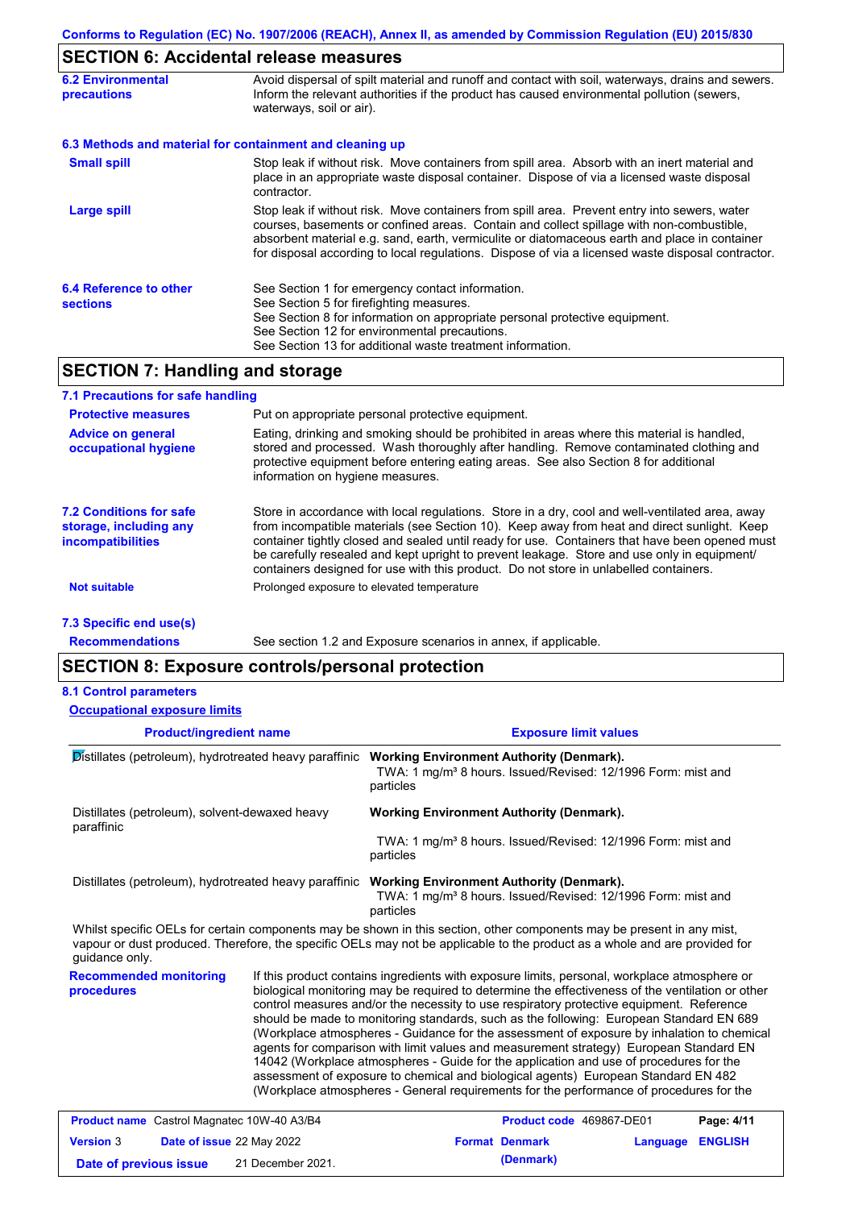## SECTION 6: Accidental release measures

**6.2 Environmental precautions**

Avoid dispersal of spilt material and runoff and contact with soil, waterways, drains and sewers. Inform the relevant authorities if the product has caused environmental pollution (sewers, waterways, soil or air).

**6.3 Methods and material for containment and cleaning up**

**Small spill**

Stop leak if without risk. Move containers from spill area. Absorb with an inert material and place in an appropriate waste disposal container. Dispose of via a licensed waste disposal contractor.

**Large spill**

Stop leak if without risk. Move containers from spill area. Prevent entry into sewers, water courses, basements or confined areas. Contain and collect spillage with non-combustible, absorbent material e.g. sand, earth, vermiculite or diatomaceous earth and place in container for disposal according to local regulations. Dispose of via a licensed waste disposal contractor.

**6.4 Reference to other sections**

See Section 1 for emergency contact information.
See Section 5 for firefighting measures.
See Section 8 for information on appropriate personal protective equipment.
See Section 12 for environmental precautions.
See Section 13 for additional waste treatment information.

## SECTION 7: Handling and storage

**7.1 Precautions for safe handling**

**Protective measures**

Put on appropriate personal protective equipment.

**Advice on general occupational hygiene**

Eating, drinking and smoking should be prohibited in areas where this material is handled, stored and processed. Wash thoroughly after handling. Remove contaminated clothing and protective equipment before entering eating areas. See also Section 8 for additional information on hygiene measures.

**7.2 Conditions for safe storage, including any incompatibilities**

Store in accordance with local regulations. Store in a dry, cool and well-ventilated area, away from incompatible materials (see Section 10). Keep away from heat and direct sunlight. Keep container tightly closed and sealed until ready for use. Containers that have been opened must be carefully resealed and kept upright to prevent leakage. Store and use only in equipment/ containers designed for use with this product. Do not store in unlabelled containers.

**Not suitable**

Prolonged exposure to elevated temperature

**7.3 Specific end use(s)**

**Recommendations**

See section 1.2 and Exposure scenarios in annex, if applicable.

## SECTION 8: Exposure controls/personal protection

**8.1 Control parameters**

**Occupational exposure limits**

| Product/ingredient name | Exposure limit values |
|---|---|
| Distillates (petroleum), hydrotreated heavy paraffinic | **Working Environment Authority (Denmark).** TWA: 1 mg/m³ 8 hours. Issued/Revised: 12/1996 Form: mist and particles |
| Distillates (petroleum), solvent-dewaxed heavy paraffinic | **Working Environment Authority (Denmark).** TWA: 1 mg/m³ 8 hours. Issued/Revised: 12/1996 Form: mist and particles |
| Distillates (petroleum), hydrotreated heavy paraffinic | **Working Environment Authority (Denmark).** TWA: 1 mg/m³ 8 hours. Issued/Revised: 12/1996 Form: mist and particles |

Whilst specific OELs for certain components may be shown in this section, other components may be present in any mist, vapour or dust produced. Therefore, the specific OELs may not be applicable to the product as a whole and are provided for guidance only.

**Recommended monitoring procedures**

If this product contains ingredients with exposure limits, personal, workplace atmosphere or biological monitoring may be required to determine the effectiveness of the ventilation or other control measures and/or the necessity to use respiratory protective equipment. Reference should be made to monitoring standards, such as the following: European Standard EN 689 (Workplace atmospheres - Guidance for the assessment of exposure by inhalation to chemical agents for comparison with limit values and measurement strategy) European Standard EN 14042 (Workplace atmospheres - Guide for the application and use of procedures for the assessment of exposure to chemical and biological agents) European Standard EN 482 (Workplace atmospheres - General requirements for the performance of procedures for the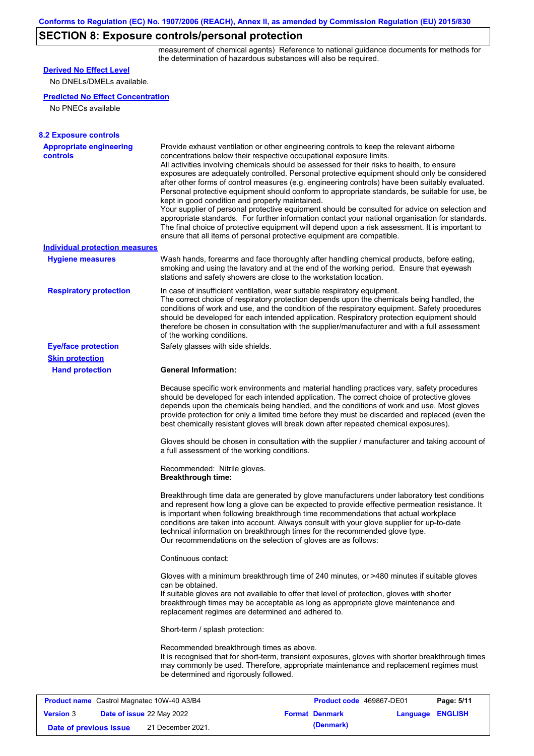## SECTION 8: Exposure controls/personal protection

measurement of chemical agents) Reference to national guidance documents for methods for the determination of hazardous substances will also be required.

**Derived No Effect Level**

No DNELs/DMELs available.

**Predicted No Effect Concentration**

No PNECs available

### 8.2 Exposure controls

**Appropriate engineering controls**

Provide exhaust ventilation or other engineering controls to keep the relevant airborne concentrations below their respective occupational exposure limits.
All activities involving chemicals should be assessed for their risks to health, to ensure exposures are adequately controlled. Personal protective equipment should only be considered after other forms of control measures (e.g. engineering controls) have been suitably evaluated. Personal protective equipment should conform to appropriate standards, be suitable for use, be kept in good condition and properly maintained.
Your supplier of personal protective equipment should be consulted for advice on selection and appropriate standards. For further information contact your national organisation for standards.
The final choice of protective equipment will depend upon a risk assessment. It is important to ensure that all items of personal protective equipment are compatible.

**Individual protection measures**

**Hygiene measures**

Wash hands, forearms and face thoroughly after handling chemical products, before eating, smoking and using the lavatory and at the end of the working period. Ensure that eyewash stations and safety showers are close to the workstation location.

**Respiratory protection**

In case of insufficient ventilation, wear suitable respiratory equipment.
The correct choice of respiratory protection depends upon the chemicals being handled, the conditions of work and use, and the condition of the respiratory equipment. Safety procedures should be developed for each intended application. Respiratory protection equipment should therefore be chosen in consultation with the supplier/manufacturer and with a full assessment of the working conditions.

**Eye/face protection**

Safety glasses with side shields.

**Skin protection**

**Hand protection**

**General Information:**

Because specific work environments and material handling practices vary, safety procedures should be developed for each intended application. The correct choice of protective gloves depends upon the chemicals being handled, and the conditions of work and use. Most gloves provide protection for only a limited time before they must be discarded and replaced (even the best chemically resistant gloves will break down after repeated chemical exposures).

Gloves should be chosen in consultation with the supplier / manufacturer and taking account of a full assessment of the working conditions.

Recommended: Nitrile gloves.
**Breakthrough time:**

Breakthrough time data are generated by glove manufacturers under laboratory test conditions and represent how long a glove can be expected to provide effective permeation resistance. It is important when following breakthrough time recommendations that actual workplace conditions are taken into account. Always consult with your glove supplier for up-to-date technical information on breakthrough times for the recommended glove type.
Our recommendations on the selection of gloves are as follows:

Continuous contact:

Gloves with a minimum breakthrough time of 240 minutes, or >480 minutes if suitable gloves can be obtained.
If suitable gloves are not available to offer that level of protection, gloves with shorter breakthrough times may be acceptable as long as appropriate glove maintenance and replacement regimes are determined and adhered to.

Short-term / splash protection:

Recommended breakthrough times as above.
It is recognised that for short-term, transient exposures, gloves with shorter breakthrough times may commonly be used. Therefore, appropriate maintenance and replacement regimes must be determined and rigorously followed.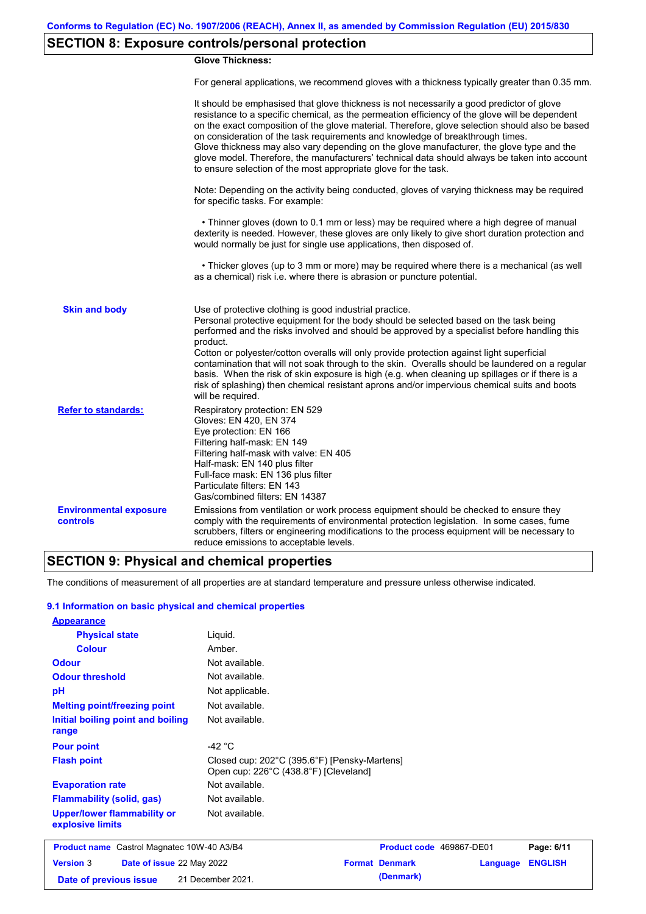## SECTION 8: Exposure controls/personal protection

**Glove Thickness:**

For general applications, we recommend gloves with a thickness typically greater than 0.35 mm.

It should be emphasised that glove thickness is not necessarily a good predictor of glove resistance to a specific chemical, as the permeation efficiency of the glove will be dependent on the exact composition of the glove material. Therefore, glove selection should also be based on consideration of the task requirements and knowledge of breakthrough times.
Glove thickness may also vary depending on the glove manufacturer, the glove type and the glove model. Therefore, the manufacturers' technical data should always be taken into account to ensure selection of the most appropriate glove for the task.

Note: Depending on the activity being conducted, gloves of varying thickness may be required for specific tasks. For example:

• Thinner gloves (down to 0.1 mm or less) may be required where a high degree of manual dexterity is needed. However, these gloves are only likely to give short duration protection and would normally be just for single use applications, then disposed of.

• Thicker gloves (up to 3 mm or more) may be required where there is a mechanical (as well as a chemical) risk i.e. where there is abrasion or puncture potential.

**Skin and body**

Use of protective clothing is good industrial practice.
Personal protective equipment for the body should be selected based on the task being performed and the risks involved and should be approved by a specialist before handling this product.
Cotton or polyester/cotton overalls will only provide protection against light superficial contamination that will not soak through to the skin. Overalls should be laundered on a regular basis. When the risk of skin exposure is high (e.g. when cleaning up spillages or if there is a risk of splashing) then chemical resistant aprons and/or impervious chemical suits and boots will be required.

**Refer to standards:**

Respiratory protection: EN 529
Gloves: EN 420, EN 374
Eye protection: EN 166
Filtering half-mask: EN 149
Filtering half-mask with valve: EN 405
Half-mask: EN 140 plus filter
Full-face mask: EN 136 plus filter
Particulate filters: EN 143
Gas/combined filters: EN 14387

**Environmental exposure controls**

Emissions from ventilation or work process equipment should be checked to ensure they comply with the requirements of environmental protection legislation. In some cases, fume scrubbers, filters or engineering modifications to the process equipment will be necessary to reduce emissions to acceptable levels.

## SECTION 9: Physical and chemical properties

The conditions of measurement of all properties are at standard temperature and pressure unless otherwise indicated.

### 9.1 Information on basic physical and chemical properties

**Appearance**

| Property | Value |
|---|---|
| Physical state | Liquid. |
| Colour | Amber. |
| Odour | Not available. |
| Odour threshold | Not available. |
| pH | Not applicable. |
| Melting point/freezing point | Not available. |
| Initial boiling point and boiling range | Not available. |
| Pour point | -42 °C |
| Flash point | Closed cup: 202°C (395.6°F) [Pensky-Martens]<br>Open cup: 226°C (438.8°F) [Cleveland] |
| Evaporation rate | Not available. |
| Flammability (solid, gas) | Not available. |
| Upper/lower flammability or explosive limits | Not available. |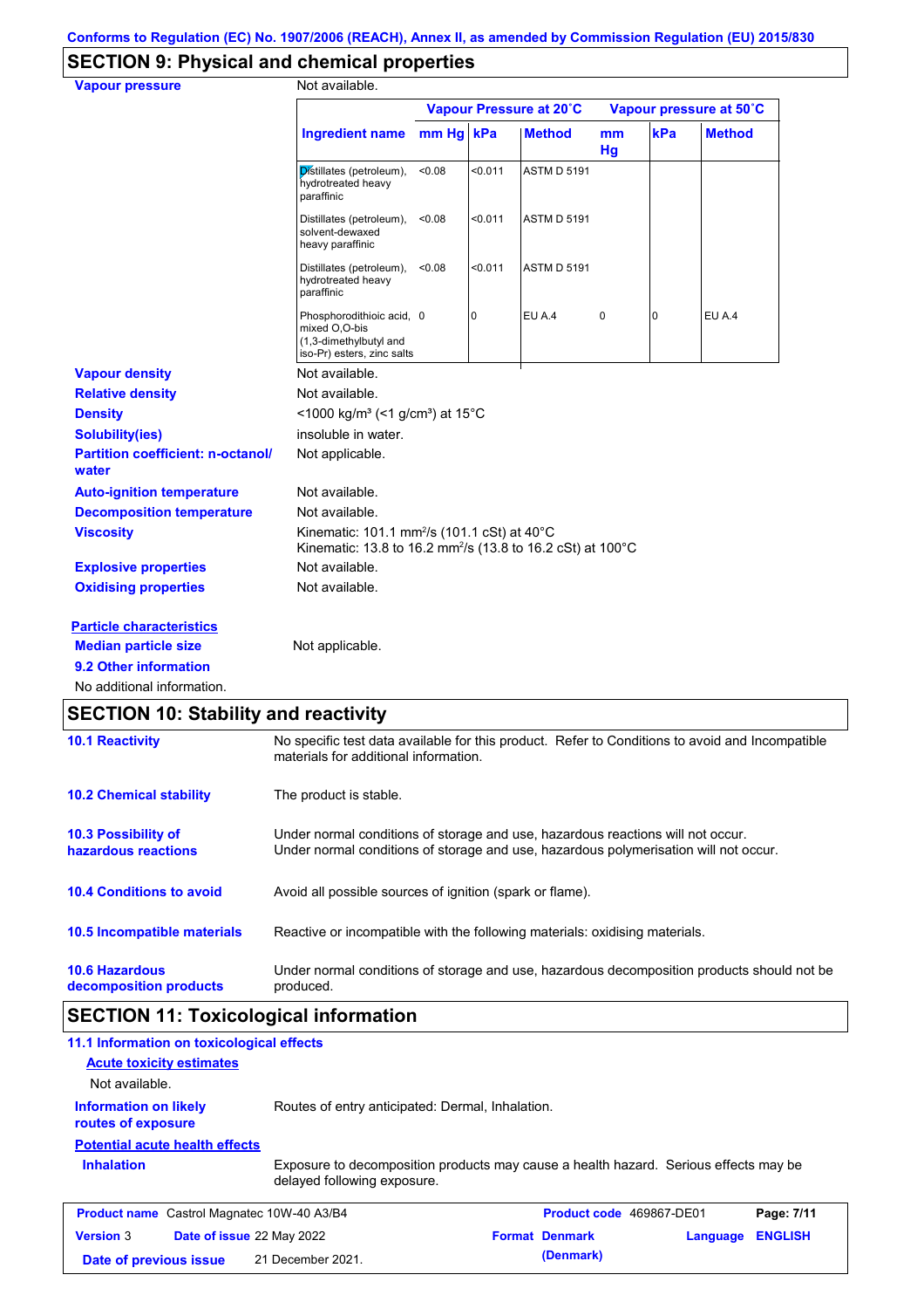Conforms to Regulation (EC) No. 1907/2006 (REACH), Annex II, as amended by Commission Regulation (EU) 2015/830

## SECTION 9: Physical and chemical properties

**Vapour pressure** Not available.

| | Vapour Pressure at 20˚C | | | Vapour pressure at 50˚C | | |
|---|---|---|---|---|---|---|
| **Ingredient name** | **mm Hg** | **kPa** | **Method** | **mm Hg** | **kPa** | **Method** |
| Distillates (petroleum), hydrotreated heavy paraffinic | <0.08 | <0.011 | ASTM D 5191 | | | |
| Distillates (petroleum), solvent-dewaxed heavy paraffinic | <0.08 | <0.011 | ASTM D 5191 | | | |
| Distillates (petroleum), hydrotreated heavy paraffinic | <0.08 | <0.011 | ASTM D 5191 | | | |
| Phosphorodithioic acid, mixed O,O-bis (1,3-dimethylbutyl and iso-Pr) esters, zinc salts | 0 | 0 | EU A.4 | 0 | 0 | EU A.4 |

**Vapour density** Not available.

**Relative density** Not available.

**Density** <1000 kg/m³ (<1 g/cm³) at 15°C

**Solubility(ies)** insoluble in water.

**Partition coefficient: n-octanol/water** Not applicable.

**Auto-ignition temperature** Not available.

**Decomposition temperature** Not available.

**Viscosity** Kinematic: 101.1 mm²/s (101.1 cSt) at 40°C
Kinematic: 13.8 to 16.2 mm²/s (13.8 to 16.2 cSt) at 100°C

**Explosive properties** Not available.

**Oxidising properties** Not available.

**Particle characteristics**

**Median particle size** Not applicable.

**9.2 Other information**

No additional information.

## SECTION 10: Stability and reactivity

**10.1 Reactivity** No specific test data available for this product. Refer to Conditions to avoid and Incompatible materials for additional information.

**10.2 Chemical stability** The product is stable.

**10.3 Possibility of hazardous reactions** Under normal conditions of storage and use, hazardous reactions will not occur.
Under normal conditions of storage and use, hazardous polymerisation will not occur.

**10.4 Conditions to avoid** Avoid all possible sources of ignition (spark or flame).

**10.5 Incompatible materials** Reactive or incompatible with the following materials: oxidising materials.

**10.6 Hazardous decomposition products** Under normal conditions of storage and use, hazardous decomposition products should not be produced.

## SECTION 11: Toxicological information

**11.1 Information on toxicological effects**

**Acute toxicity estimates**

Not available.

**Information on likely routes of exposure** Routes of entry anticipated: Dermal, Inhalation.

**Potential acute health effects**

**Inhalation** Exposure to decomposition products may cause a health hazard. Serious effects may be delayed following exposure.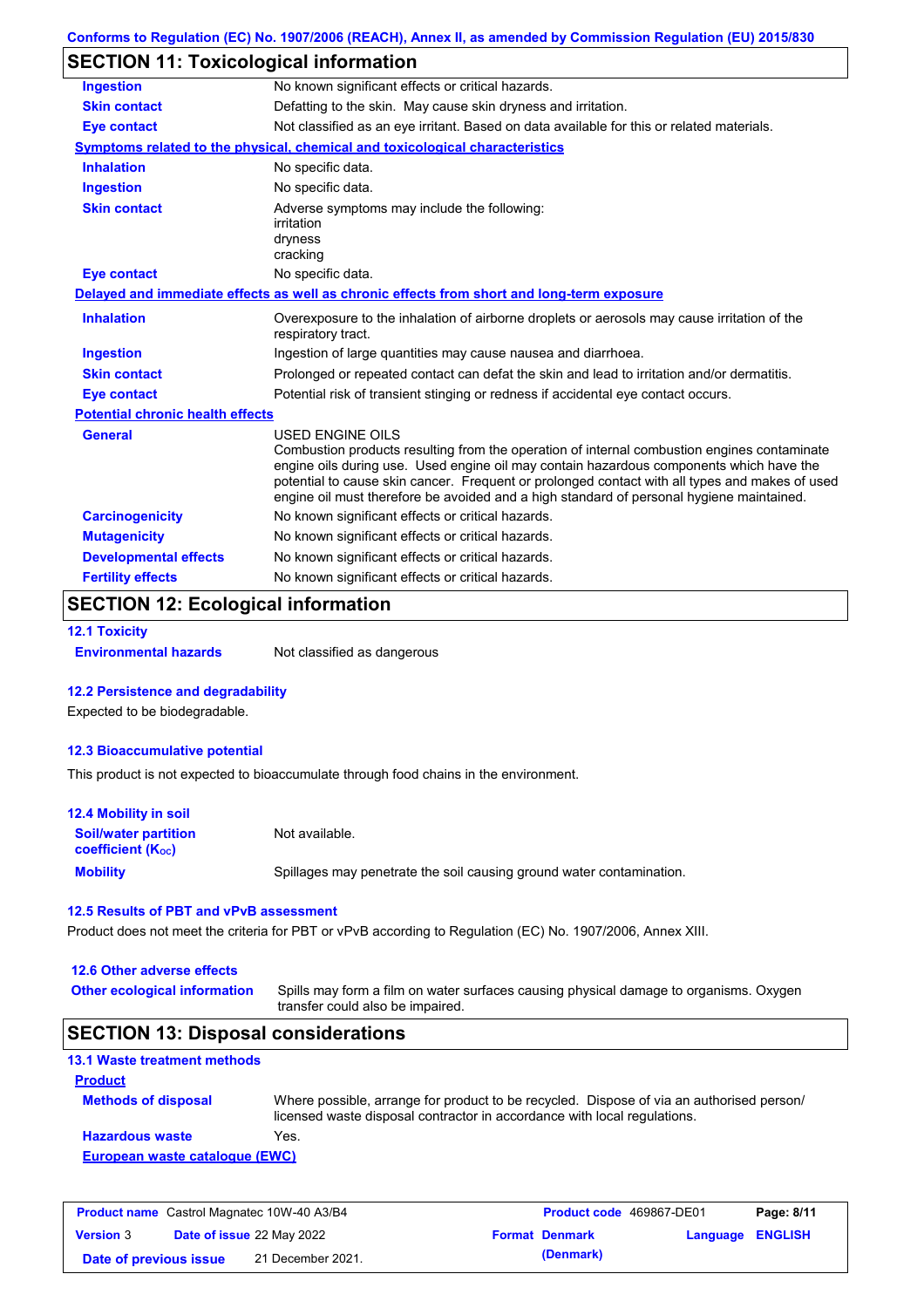## SECTION 11: Toxicological information

| | |
|---|---|
| **Ingestion** | No known significant effects or critical hazards. |
| **Skin contact** | Defatting to the skin. May cause skin dryness and irritation. |
| **Eye contact** | Not classified as an eye irritant. Based on data available for this or related materials. |

**Symptoms related to the physical, chemical and toxicological characteristics**

| | |
|---|---|
| **Inhalation** | No specific data. |
| **Ingestion** | No specific data. |
| **Skin contact** | Adverse symptoms may include the following: irritation dryness cracking |
| **Eye contact** | No specific data. |

**Delayed and immediate effects as well as chronic effects from short and long-term exposure**

| | |
|---|---|
| **Inhalation** | Overexposure to the inhalation of airborne droplets or aerosols may cause irritation of the respiratory tract. |
| **Ingestion** | Ingestion of large quantities may cause nausea and diarrhoea. |
| **Skin contact** | Prolonged or repeated contact can defat the skin and lead to irritation and/or dermatitis. |
| **Eye contact** | Potential risk of transient stinging or redness if accidental eye contact occurs. |

**Potential chronic health effects**

| | |
|---|---|
| **General** | USED ENGINE OILS Combustion products resulting from the operation of internal combustion engines contaminate engine oils during use. Used engine oil may contain hazardous components which have the potential to cause skin cancer. Frequent or prolonged contact with all types and makes of used engine oil must therefore be avoided and a high standard of personal hygiene maintained. |
| **Carcinogenicity** | No known significant effects or critical hazards. |
| **Mutagenicity** | No known significant effects or critical hazards. |
| **Developmental effects** | No known significant effects or critical hazards. |
| **Fertility effects** | No known significant effects or critical hazards. |

## SECTION 12: Ecological information

### 12.1 Toxicity

**Environmental hazards** Not classified as dangerous

### 12.2 Persistence and degradability

Expected to be biodegradable.

### 12.3 Bioaccumulative potential

This product is not expected to bioaccumulate through food chains in the environment.

### 12.4 Mobility in soil

| | |
|---|---|
| **Soil/water partition coefficient ($K_{OC}$)** | Not available. |
| **Mobility** | Spillages may penetrate the soil causing ground water contamination. |

### 12.5 Results of PBT and vPvB assessment

Product does not meet the criteria for PBT or vPvB according to Regulation (EC) No. 1907/2006, Annex XIII.

### 12.6 Other adverse effects

**Other ecological information** Spills may form a film on water surfaces causing physical damage to organisms. Oxygen transfer could also be impaired.

## SECTION 13: Disposal considerations

### 13.1 Waste treatment methods

**Product**

| | |
|---|---|
| **Methods of disposal** | Where possible, arrange for product to be recycled. Dispose of via an authorised person/ licensed waste disposal contractor in accordance with local regulations. |
| **Hazardous waste** | Yes. |

**European waste catalogue (EWC)**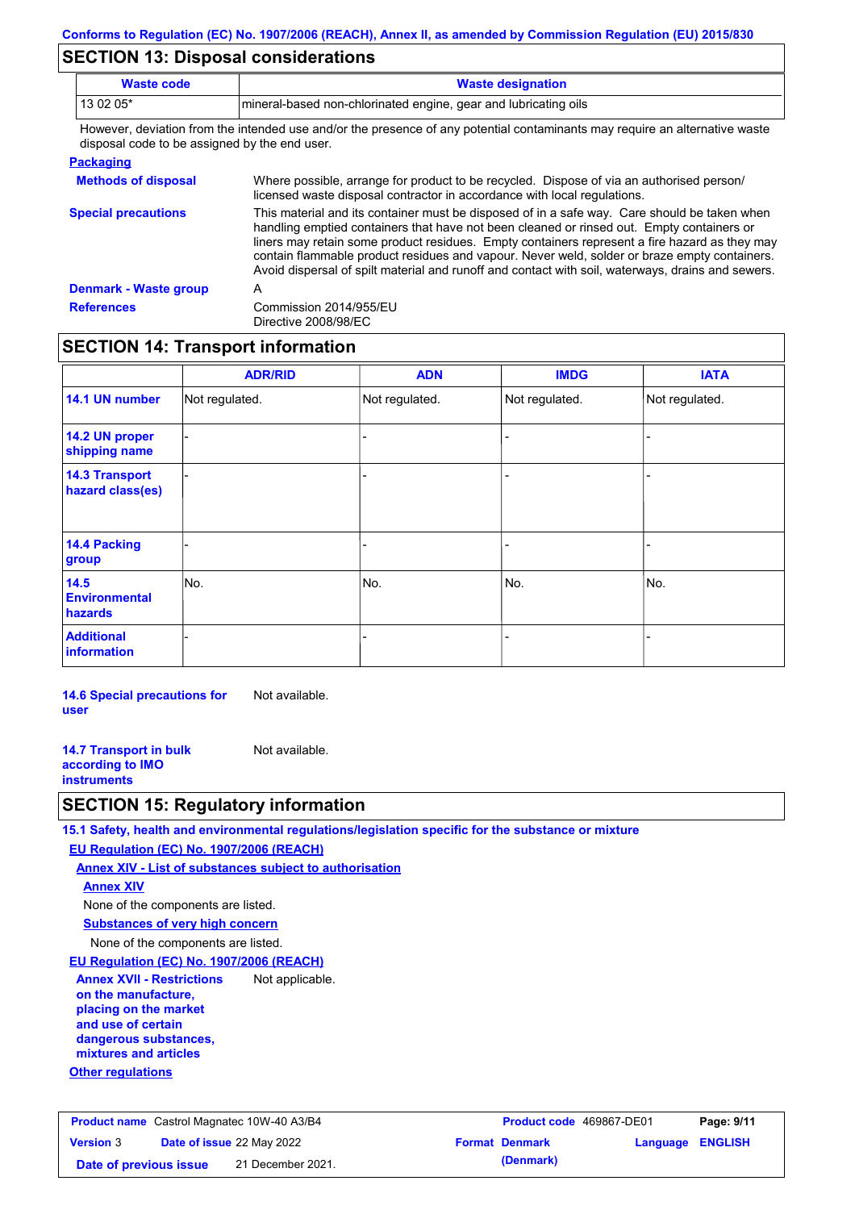## SECTION 13: Disposal considerations

| Waste code | Waste designation |
|---|---|
| 13 02 05* | mineral-based non-chlorinated engine, gear and lubricating oils |

However, deviation from the intended use and/or the presence of any potential contaminants may require an alternative waste disposal code to be assigned by the end user.

**Packaging**

**Methods of disposal** Where possible, arrange for product to be recycled. Dispose of via an authorised person/ licensed waste disposal contractor in accordance with local regulations.

**Special precautions** This material and its container must be disposed of in a safe way. Care should be taken when handling emptied containers that have not been cleaned or rinsed out. Empty containers or liners may retain some product residues. Empty containers represent a fire hazard as they may contain flammable product residues and vapour. Never weld, solder or braze empty containers. Avoid dispersal of spilt material and runoff and contact with soil, waterways, drains and sewers.

**Denmark - Waste group** A

**References** Commission 2014/955/EU
Directive 2008/98/EC

## SECTION 14: Transport information

| | ADR/RID | ADN | IMDG | IATA |
|---|---|---|---|---|
| 14.1 UN number | Not regulated. | Not regulated. | Not regulated. | Not regulated. |
| 14.2 UN proper shipping name | - | - | - | - |
| 14.3 Transport hazard class(es) | - | - | - | - |
| 14.4 Packing group | - | - | - | - |
| 14.5 Environmental hazards | No. | No. | No. | No. |
| Additional information | - | - | - | - |

**14.6 Special precautions for user** Not available.

**14.7 Transport in bulk according to IMO instruments** Not available.

## SECTION 15: Regulatory information

**15.1 Safety, health and environmental regulations/legislation specific for the substance or mixture**

**EU Regulation (EC) No. 1907/2006 (REACH)**

**Annex XIV - List of substances subject to authorisation**

**Annex XIV**

None of the components are listed.

**Substances of very high concern**

None of the components are listed.

**EU Regulation (EC) No. 1907/2006 (REACH)**

**Annex XVII - Restrictions on the manufacture, placing on the market and use of certain dangerous substances, mixtures and articles** Not applicable.

**Other regulations**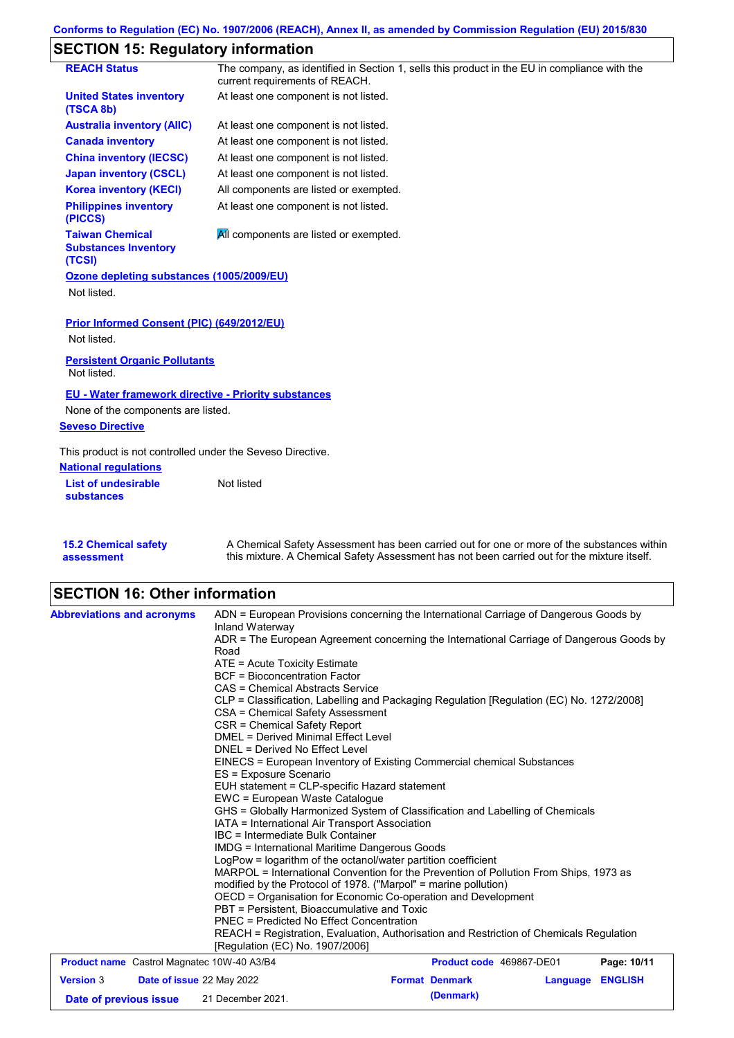## SECTION 15: Regulatory information

| | |
|---|---|
| **REACH Status** | The company, as identified in Section 1, sells this product in the EU in compliance with the current requirements of REACH. |
| **United States inventory (TSCA 8b)** | At least one component is not listed. |
| **Australia inventory (AIIC)** | At least one component is not listed. |
| **Canada inventory** | At least one component is not listed. |
| **China inventory (IECSC)** | At least one component is not listed. |
| **Japan inventory (CSCL)** | At least one component is not listed. |
| **Korea inventory (KECI)** | All components are listed or exempted. |
| **Philippines inventory (PICCS)** | At least one component is not listed. |
| **Taiwan Chemical Substances Inventory (TCSI)** | All components are listed or exempted. |

**Ozone depleting substances (1005/2009/EU)**

Not listed.

**Prior Informed Consent (PIC) (649/2012/EU)**

Not listed.

**Persistent Organic Pollutants**

Not listed.

**EU - Water framework directive - Priority substances**

None of the components are listed.

**Seveso Directive**

This product is not controlled under the Seveso Directive.

**National regulations**

| | |
|---|---|
| **List of undesirable substances** | Not listed |

| | |
|---|---|
| **15.2 Chemical safety assessment** | A Chemical Safety Assessment has been carried out for one or more of the substances within this mixture. A Chemical Safety Assessment has not been carried out for the mixture itself. |

## SECTION 16: Other information

**Abbreviations and acronyms**

ADN = European Provisions concerning the International Carriage of Dangerous Goods by Inland Waterway
ADR = The European Agreement concerning the International Carriage of Dangerous Goods by Road
ATE = Acute Toxicity Estimate
BCF = Bioconcentration Factor
CAS = Chemical Abstracts Service
CLP = Classification, Labelling and Packaging Regulation [Regulation (EC) No. 1272/2008]
CSA = Chemical Safety Assessment
CSR = Chemical Safety Report
DMEL = Derived Minimal Effect Level
DNEL = Derived No Effect Level
EINECS = European Inventory of Existing Commercial chemical Substances
ES = Exposure Scenario
EUH statement = CLP-specific Hazard statement
EWC = European Waste Catalogue
GHS = Globally Harmonized System of Classification and Labelling of Chemicals
IATA = International Air Transport Association
IBC = Intermediate Bulk Container
IMDG = International Maritime Dangerous Goods
LogPow = logarithm of the octanol/water partition coefficient
MARPOL = International Convention for the Prevention of Pollution From Ships, 1973 as modified by the Protocol of 1978. ("Marpol" = marine pollution)
OECD = Organisation for Economic Co-operation and Development
PBT = Persistent, Bioaccumulative and Toxic
PNEC = Predicted No Effect Concentration
REACH = Registration, Evaluation, Authorisation and Restriction of Chemicals Regulation [Regulation (EC) No. 1907/2006]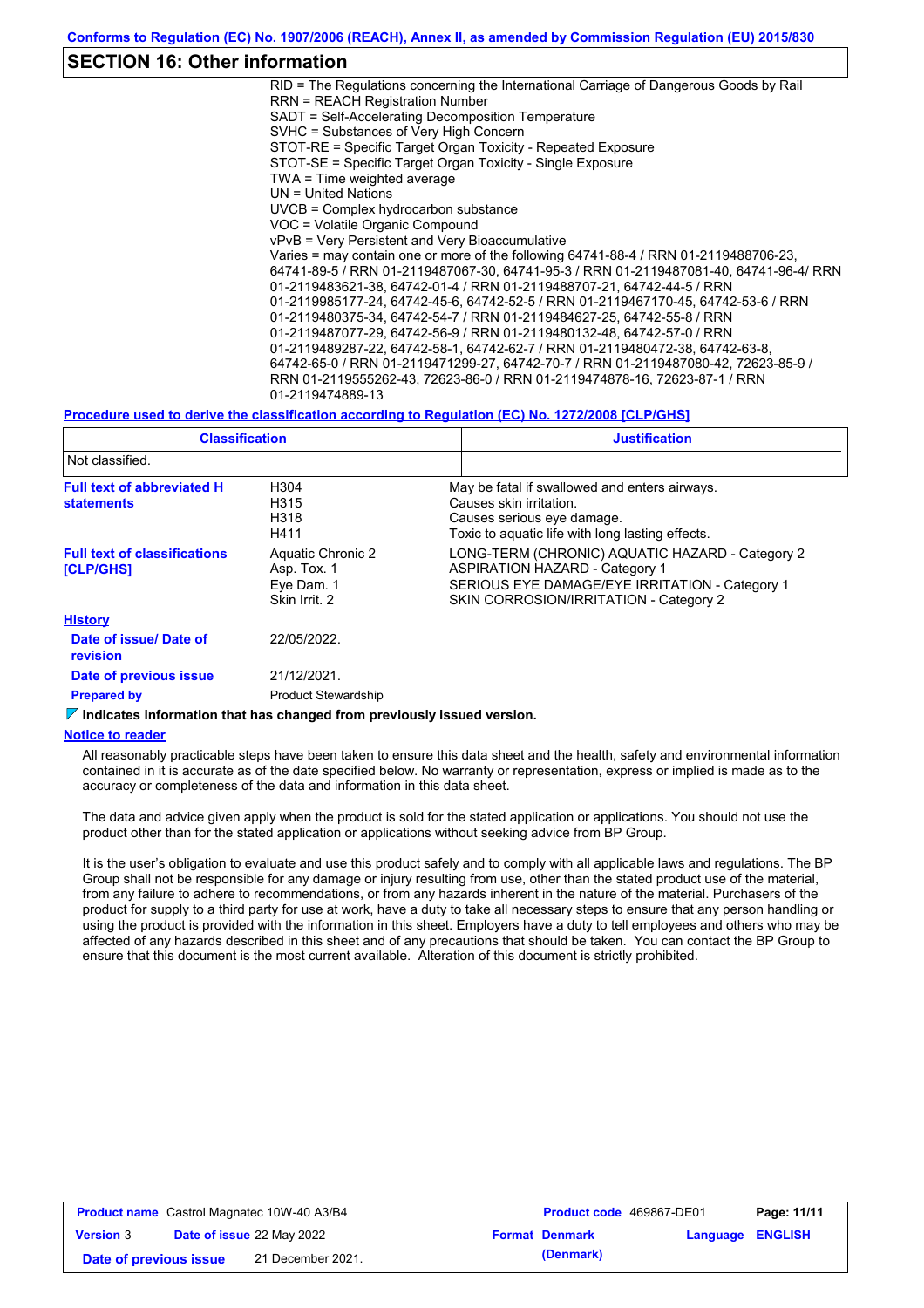## SECTION 16: Other information

RID = The Regulations concerning the International Carriage of Dangerous Goods by Rail
RRN = REACH Registration Number
SADT = Self-Accelerating Decomposition Temperature
SVHC = Substances of Very High Concern
STOT-RE = Specific Target Organ Toxicity - Repeated Exposure
STOT-SE = Specific Target Organ Toxicity - Single Exposure
TWA = Time weighted average
UN = United Nations
UVCB = Complex hydrocarbon substance
VOC = Volatile Organic Compound
vPvB = Very Persistent and Very Bioaccumulative
Varies = may contain one or more of the following 64741-88-4 / RRN 01-2119488706-23, 64741-89-5 / RRN 01-2119487067-30, 64741-95-3 / RRN 01-2119487081-40, 64741-96-4/ RRN 01-2119483621-38, 64742-01-4 / RRN 01-2119488707-21, 64742-44-5 / RRN 01-2119985177-24, 64742-45-6, 64742-52-5 / RRN 01-2119467170-45, 64742-53-6 / RRN 01-2119480375-34, 64742-54-7 / RRN 01-2119484627-25, 64742-55-8 / RRN 01-2119487077-29, 64742-56-9 / RRN 01-2119480132-48, 64742-57-0 / RRN 01-2119489287-22, 64742-58-1, 64742-62-7 / RRN 01-2119480472-38, 64742-63-8, 64742-65-0 / RRN 01-2119471299-27, 64742-70-7 / RRN 01-2119487080-42, 72623-85-9 / RRN 01-2119555262-43, 72623-86-0 / RRN 01-2119474878-16, 72623-87-1 / RRN 01-2119474889-13

**Procedure used to derive the classification according to Regulation (EC) No. 1272/2008 [CLP/GHS]**

| Classification | Justification |
|---|---|
| Not classified. | |

**Full text of abbreviated H statements**

| | | |
|---|---|---|
| H304 | May be fatal if swallowed and enters airways. |
| H315 | Causes skin irritation. |
| H318 | Causes serious eye damage. |
| H411 | Toxic to aquatic life with long lasting effects. |

**Full text of classifications [CLP/GHS]**

| | |
|---|---|
| Aquatic Chronic 2 | LONG-TERM (CHRONIC) AQUATIC HAZARD - Category 2 |
| Asp. Tox. 1 | ASPIRATION HAZARD - Category 1 |
| Eye Dam. 1 | SERIOUS EYE DAMAGE/EYE IRRITATION - Category 1 |
| Skin Irrit. 2 | SKIN CORROSION/IRRITATION - Category 2 |

**History**

**Date of issue/ Date of revision** 22/05/2022.

**Date of previous issue** 21/12/2021.

**Prepared by** Product Stewardship

**Indicates information that has changed from previously issued version.**

**Notice to reader**

All reasonably practicable steps have been taken to ensure this data sheet and the health, safety and environmental information contained in it is accurate as of the date specified below. No warranty or representation, express or implied is made as to the accuracy or completeness of the data and information in this data sheet.

The data and advice given apply when the product is sold for the stated application or applications. You should not use the product other than for the stated application or applications without seeking advice from BP Group.

It is the user's obligation to evaluate and use this product safely and to comply with all applicable laws and regulations. The BP Group shall not be responsible for any damage or injury resulting from use, other than the stated product use of the material, from any failure to adhere to recommendations, or from any hazards inherent in the nature of the material. Purchasers of the product for supply to a third party for use at work, have a duty to take all necessary steps to ensure that any person handling or using the product is provided with the information in this sheet. Employers have a duty to tell employees and others who may be affected of any hazards described in this sheet and of any precautions that should be taken. You can contact the BP Group to ensure that this document is the most current available. Alteration of this document is strictly prohibited.